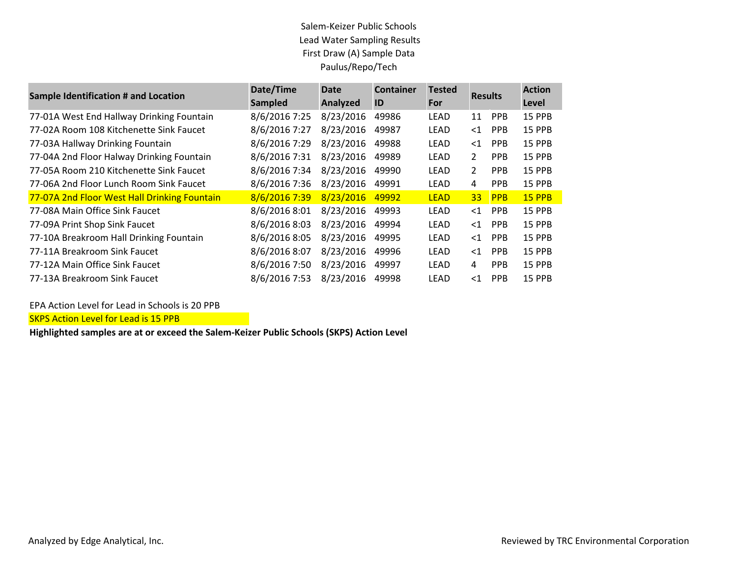# Salem-Keizer Public Schools
## Lead Water Sampling Results
### First Draw (A) Sample Data
### Paulus/Repo/Tech

| Sample Identification # and Location | Date/Time Sampled | Date Analyzed | Container ID | Tested For | Results | | Action Level |
|---|---|---|---|---|---|---|---|
| 77-01A West End Hallway Drinking Fountain | 8/6/2016 7:25 | 8/23/2016 | 49986 | LEAD | 11 | PPB | 15 PPB |
| 77-02A Room 108 Kitchenette Sink Faucet | 8/6/2016 7:27 | 8/23/2016 | 49987 | LEAD | <1 | PPB | 15 PPB |
| 77-03A Hallway Drinking Fountain | 8/6/2016 7:29 | 8/23/2016 | 49988 | LEAD | <1 | PPB | 15 PPB |
| 77-04A 2nd Floor Halway Drinking Fountain | 8/6/2016 7:31 | 8/23/2016 | 49989 | LEAD | 2 | PPB | 15 PPB |
| 77-05A Room 210 Kitchenette Sink Faucet | 8/6/2016 7:34 | 8/23/2016 | 49990 | LEAD | 2 | PPB | 15 PPB |
| 77-06A 2nd Floor Lunch Room Sink Faucet | 8/6/2016 7:36 | 8/23/2016 | 49991 | LEAD | 4 | PPB | 15 PPB |
| 77-07A 2nd Floor West Hall Drinking Fountain | 8/6/2016 7:39 | 8/23/2016 | 49992 | LEAD | 33 | PPB | 15 PPB |
| 77-08A Main Office Sink Faucet | 8/6/2016 8:01 | 8/23/2016 | 49993 | LEAD | <1 | PPB | 15 PPB |
| 77-09A Print Shop Sink Faucet | 8/6/2016 8:03 | 8/23/2016 | 49994 | LEAD | <1 | PPB | 15 PPB |
| 77-10A Breakroom Hall Drinking Fountain | 8/6/2016 8:05 | 8/23/2016 | 49995 | LEAD | <1 | PPB | 15 PPB |
| 77-11A Breakroom Sink Faucet | 8/6/2016 8:07 | 8/23/2016 | 49996 | LEAD | <1 | PPB | 15 PPB |
| 77-12A Main Office Sink Faucet | 8/6/2016 7:50 | 8/23/2016 | 49997 | LEAD | 4 | PPB | 15 PPB |
| 77-13A Breakroom Sink Faucet | 8/6/2016 7:53 | 8/23/2016 | 49998 | LEAD | <1 | PPB | 15 PPB |

EPA Action Level for Lead in Schools is 20 PPB

SKPS Action Level for Lead is 15 PPB

**Highlighted samples are at or exceed the Salem-Keizer Public Schools (SKPS) Action Level**

Analyzed by Edge Analytical, Inc.

Reviewed by TRC Environmental Corporation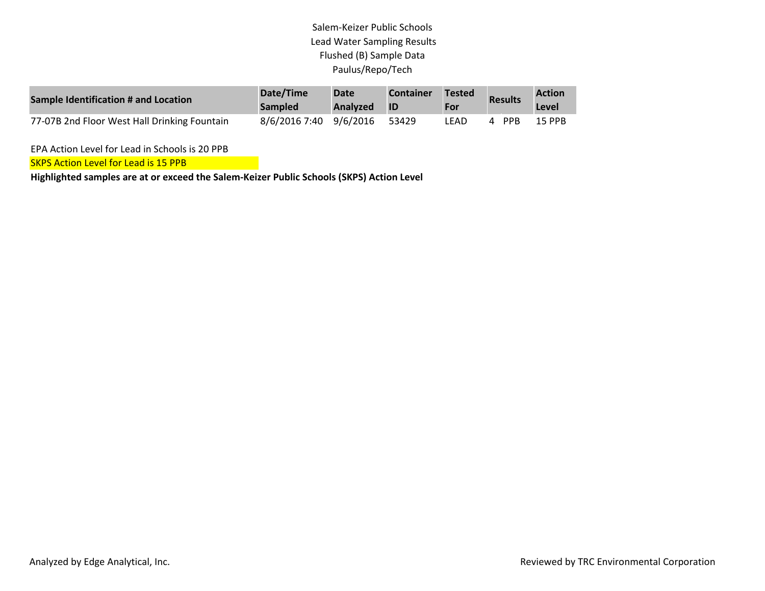Salem-Keizer Public Schools
Lead Water Sampling Results
Flushed (B) Sample Data
Paulus/Repo/Tech

| Sample Identification # and Location | Date/Time Sampled | Date Analyzed | Container ID | Tested For | Results | Action Level |
|---|---|---|---|---|---|---|
| 77-07B 2nd Floor West Hall Drinking Fountain | 8/6/2016 7:40 | 9/6/2016 | 53429 | LEAD | 4 PPB | 15 PPB |

EPA Action Level for Lead in Schools is 20 PPB

SKPS Action Level for Lead is 15 PPB

**Highlighted samples are at or exceed the Salem-Keizer Public Schools (SKPS) Action Level**

Analyzed by Edge Analytical, Inc.

Reviewed by TRC Environmental Corporation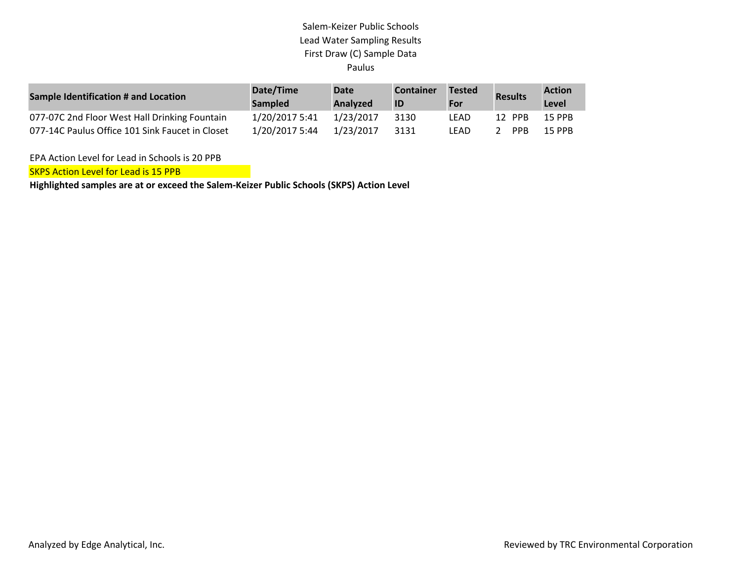Salem-Keizer Public Schools
Lead Water Sampling Results
First Draw (C) Sample Data
Paulus

| Sample Identification # and Location | Date/Time Sampled | Date Analyzed | Container ID | Tested For | Results | Action Level |
|---|---|---|---|---|---|---|
| 077-07C 2nd Floor West Hall Drinking Fountain | 1/20/2017 5:41 | 1/23/2017 | 3130 | LEAD | 12 PPB | 15 PPB |
| 077-14C Paulus Office 101 Sink Faucet in Closet | 1/20/2017 5:44 | 1/23/2017 | 3131 | LEAD | 2 PPB | 15 PPB |

EPA Action Level for Lead in Schools is 20 PPB

SKPS Action Level for Lead is 15 PPB

**Highlighted samples are at or exceed the Salem-Keizer Public Schools (SKPS) Action Level**

Analyzed by Edge Analytical, Inc.

Reviewed by TRC Environmental Corporation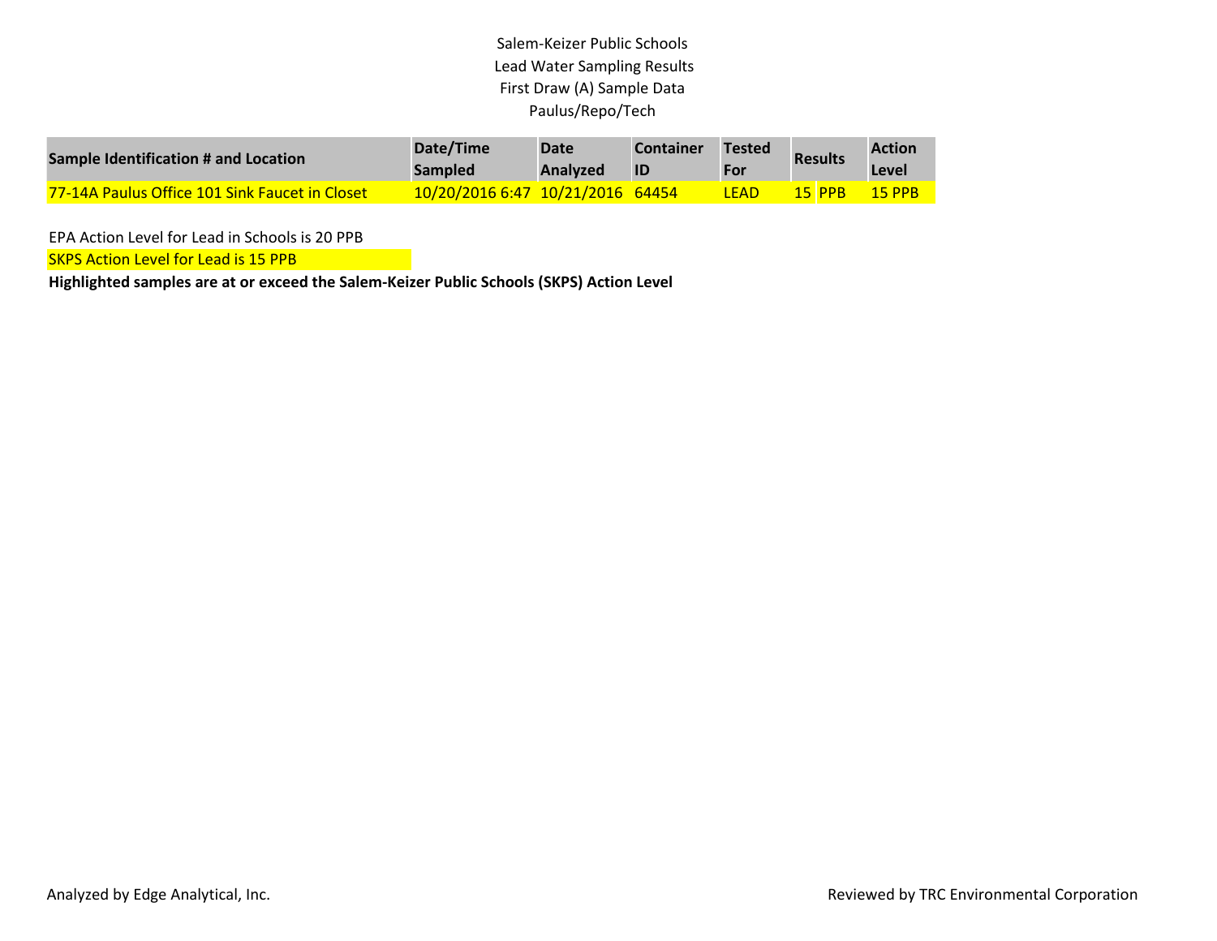Salem-Keizer Public Schools
Lead Water Sampling Results
First Draw (A) Sample Data
Paulus/Repo/Tech

| Sample Identification # and Location | Date/Time Sampled | Date Analyzed | Container ID | Tested For | Results | | Action Level |
|---|---|---|---|---|---|---|---|
| 77-14A Paulus Office 101 Sink Faucet in Closet | 10/20/2016 6:47 | 10/21/2016 | 64454 | LEAD | 15 | PPB | 15 PPB |

EPA Action Level for Lead in Schools is 20 PPB

SKPS Action Level for Lead is 15 PPB

**Highlighted samples are at or exceed the Salem-Keizer Public Schools (SKPS) Action Level**

Analyzed by Edge Analytical, Inc.

Reviewed by TRC Environmental Corporation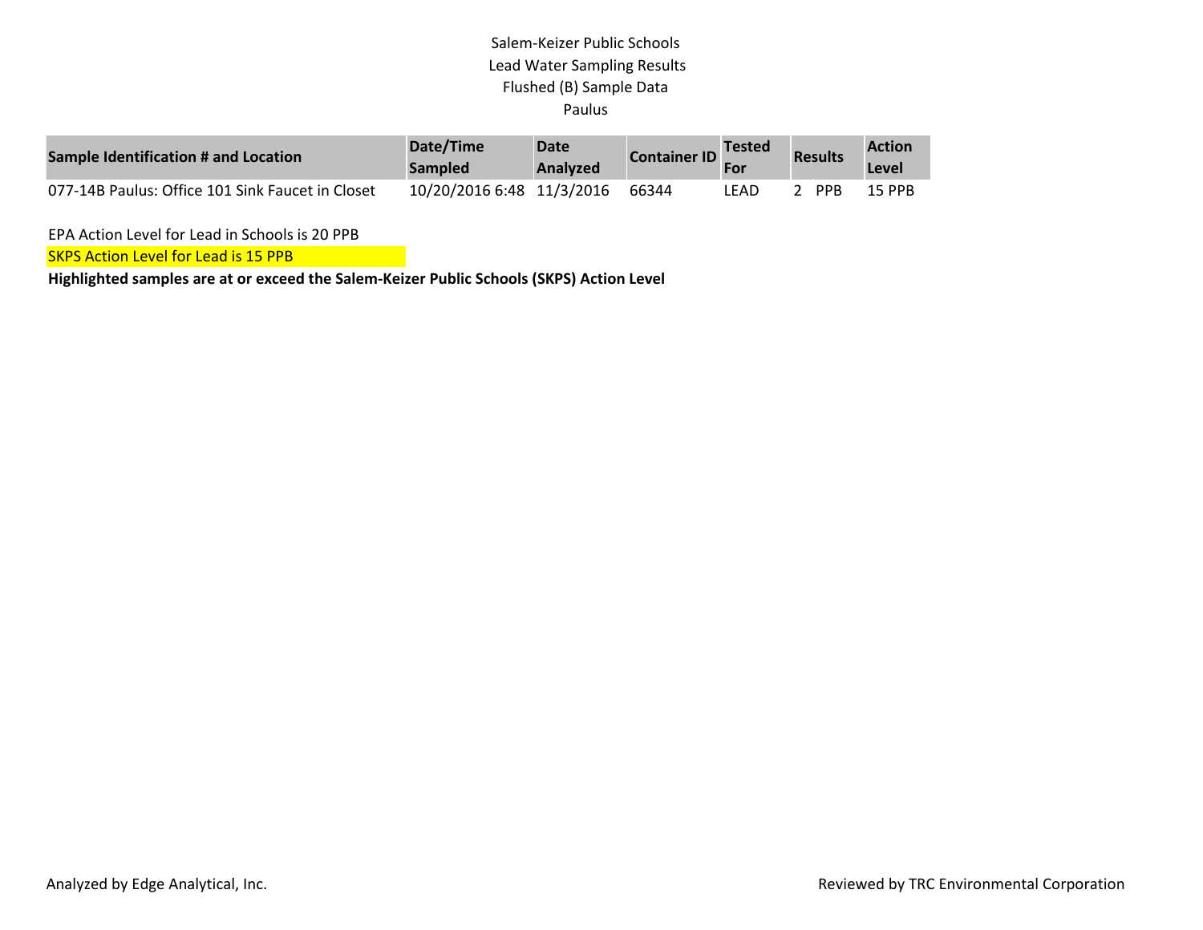Salem-Keizer Public Schools
Lead Water Sampling Results
Flushed (B) Sample Data
Paulus

| Sample Identification # and Location | Date/Time Sampled | Date Analyzed | Container ID | Tested For | Results | Action Level |
|---|---|---|---|---|---|---|
| 077-14B Paulus: Office 101 Sink Faucet in Closet | 10/20/2016 6:48 | 11/3/2016 | 66344 | LEAD | 2 PPB | 15 PPB |

EPA Action Level for Lead in Schools is 20 PPB

SKPS Action Level for Lead is 15 PPB

**Highlighted samples are at or exceed the Salem-Keizer Public Schools (SKPS) Action Level**

Analyzed by Edge Analytical, Inc.

Reviewed by TRC Environmental Corporation